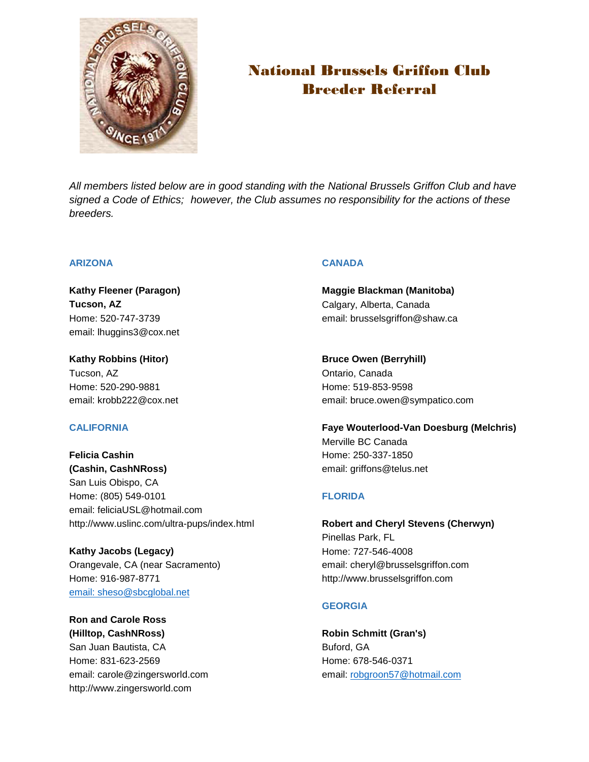# National Brussels Griffon Club
# Breeder Referral

*All members listed below are in good standing with the National Brussels Griffon Club and have signed a Code of Ethics; however, the Club assumes no responsibility for the actions of these breeders.*

## ARIZONA

**Kathy Fleener (Paragon)**
**Tucson, AZ**
Home: 520-747-3739
email: lhuggins3@cox.net

**Kathy Robbins (Hitor)**
Tucson, AZ
Home: 520-290-9881
email: krobb222@cox.net

## CALIFORNIA

**Felicia Cashin**
**(Cashin, CashNRoss)**
San Luis Obispo, CA
Home: (805) 549-0101
email: feliciaUSL@hotmail.com
http://www.uslinc.com/ultra-pups/index.html

**Kathy Jacobs (Legacy)**
Orangevale, CA (near Sacramento)
Home: 916-987-8771
email: sheso@sbcglobal.net

**Ron and Carole Ross**
**(Hilltop, CashNRoss)**
San Juan Bautista, CA
Home: 831-623-2569
email: carole@zingersworld.com
http://www.zingersworld.com

## CANADA

**Maggie Blackman (Manitoba)**
Calgary, Alberta, Canada
email: brusselsgriffon@shaw.ca

**Bruce Owen (Berryhill)**
Ontario, Canada
Home: 519-853-9598
email: bruce.owen@sympatico.com

**Faye Wouterlood-Van Doesburg (Melchris)**
Merville BC Canada
Home: 250-337-1850
email: griffons@telus.net

## FLORIDA

**Robert and Cheryl Stevens (Cherwyn)**
Pinellas Park, FL
Home: 727-546-4008
email: cheryl@brusselsgriffon.com
http://www.brusselsgriffon.com

## GEORGIA

**Robin Schmitt (Gran's)**
Buford, GA
Home: 678-546-0371
email: robgroon57@hotmail.com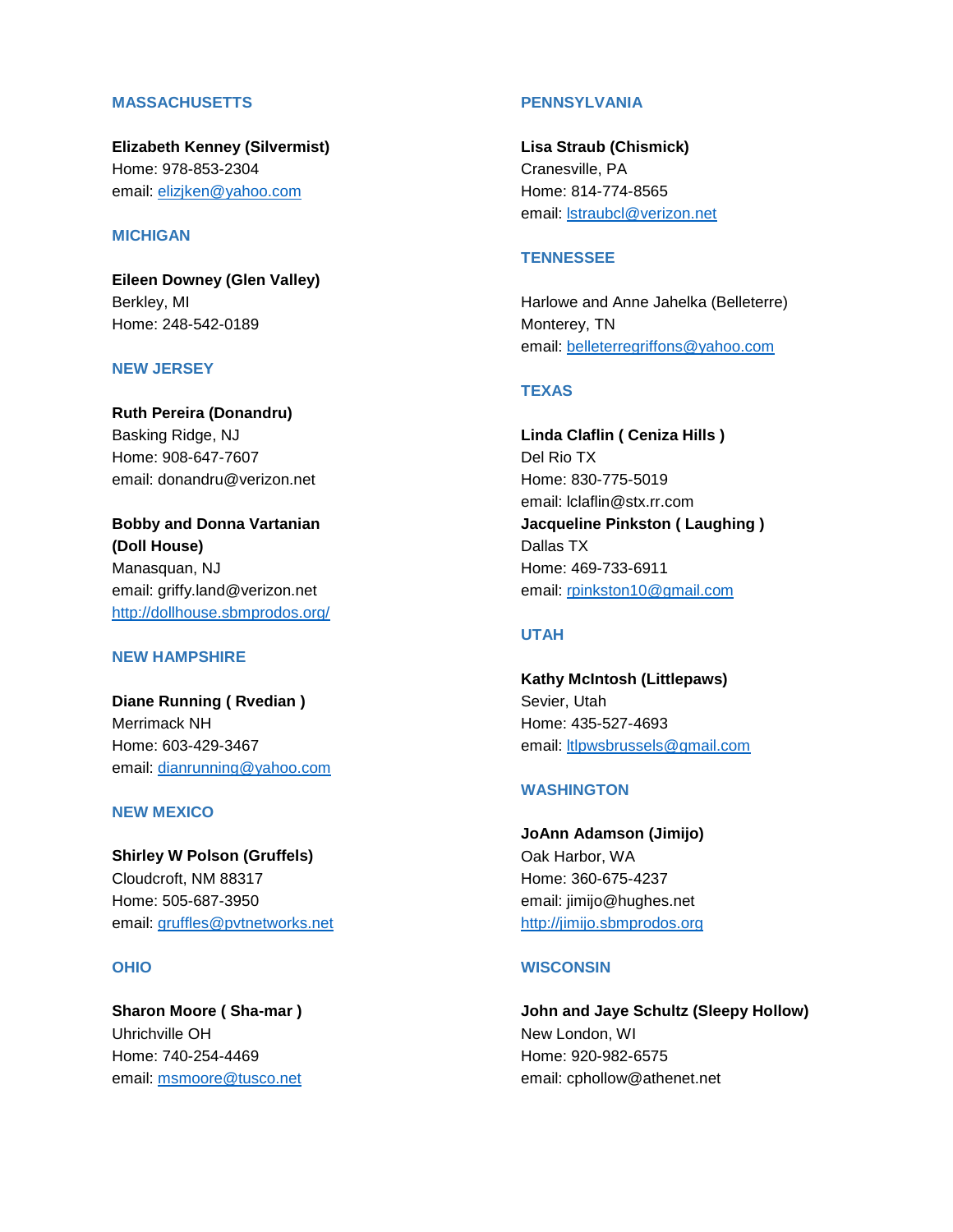## MASSACHUSETTS

**Elizabeth Kenney (Silvermist)**
Home: 978-853-2304
email: elizjken@yahoo.com

## MICHIGAN

**Eileen Downey (Glen Valley)**
Berkley, MI
Home: 248-542-0189

## NEW JERSEY

**Ruth Pereira (Donandru)**
Basking Ridge, NJ
Home: 908-647-7607
email: donandru@verizon.net

**Bobby and Donna Vartanian (Doll House)**
Manasquan, NJ
email: griffy.land@verizon.net
http://dollhouse.sbmprodos.org/

## NEW HAMPSHIRE

**Diane Running ( Rvedian )**
Merrimack NH
Home: 603-429-3467
email: dianrunning@yahoo.com

## NEW MEXICO

**Shirley W Polson (Gruffels)**
Cloudcroft, NM 88317
Home: 505-687-3950
email: gruffles@pvtnetworks.net

## OHIO

**Sharon Moore ( Sha-mar )**
Uhrichville OH
Home: 740-254-4469
email: msmoore@tusco.net

## PENNSYLVANIA

**Lisa Straub (Chismick)**
Cranesville, PA
Home: 814-774-8565
email: lstraubcl@verizon.net

## TENNESSEE

Harlowe and Anne Jahelka (Belleterre)
Monterey, TN
email: belleterregriffons@yahoo.com

## TEXAS

**Linda Claflin ( Ceniza Hills )**
Del Rio TX
Home: 830-775-5019
email: lclaflin@stx.rr.com

**Jacqueline Pinkston ( Laughing )**
Dallas TX
Home: 469-733-6911
email: rpinkston10@gmail.com

## UTAH

**Kathy McIntosh (Littlepaws)**
Sevier, Utah
Home: 435-527-4693
email: ltlpwsbrussels@gmail.com

## WASHINGTON

**JoAnn Adamson (Jimijo)**
Oak Harbor, WA
Home: 360-675-4237
email: jimijo@hughes.net
http://jimijo.sbmprodos.org

## WISCONSIN

**John and Jaye Schultz (Sleepy Hollow)**
New London, WI
Home: 920-982-6575
email: cphollow@athenet.net